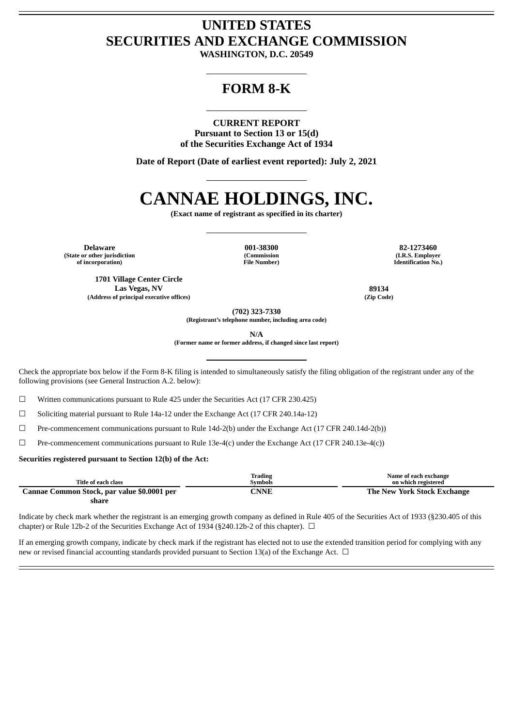# UNITED STATES
# SECURITIES AND EXCHANGE COMMISSION

**WASHINGTON, D.C. 20549**

## FORM 8-K

**CURRENT REPORT**
**Pursuant to Section 13 or 15(d)**
**of the Securities Exchange Act of 1934**

**Date of Report (Date of earliest event reported): July 2, 2021**

# CANNAE HOLDINGS, INC.

**(Exact name of registrant as specified in its charter)**

| Delaware | 001-38300 | 82-1273460 |
|---|---|---|
| (State or other jurisdiction of incorporation) | (Commission File Number) | (I.R.S. Employer Identification No.) |

| 1701 Village Center Circle Las Vegas, NV | 89134 |
|---|---|
| (Address of principal executive offices) | (Zip Code) |

**(702) 323-7330**
**(Registrant's telephone number, including area code)**

**N/A**
**(Former name or former address, if changed since last report)**

Check the appropriate box below if the Form 8-K filing is intended to simultaneously satisfy the filing obligation of the registrant under any of the following provisions (see General Instruction A.2. below):

☐ Written communications pursuant to Rule 425 under the Securities Act (17 CFR 230.425)

☐ Soliciting material pursuant to Rule 14a-12 under the Exchange Act (17 CFR 240.14a-12)

☐ Pre-commencement communications pursuant to Rule 14d-2(b) under the Exchange Act (17 CFR 240.14d-2(b))

☐ Pre-commencement communications pursuant to Rule 13e-4(c) under the Exchange Act (17 CFR 240.13e-4(c))

**Securities registered pursuant to Section 12(b) of the Act:**

| Title of each class | Trading Symbols | Name of each exchange on which registered |
|---|---|---|
| **Cannae Common Stock, par value $0.0001 per share** | **CNNE** | **The New York Stock Exchange** |

Indicate by check mark whether the registrant is an emerging growth company as defined in Rule 405 of the Securities Act of 1933 (§230.405 of this chapter) or Rule 12b-2 of the Securities Exchange Act of 1934 (§240.12b-2 of this chapter). ☐

If an emerging growth company, indicate by check mark if the registrant has elected not to use the extended transition period for complying with any new or revised financial accounting standards provided pursuant to Section 13(a) of the Exchange Act. ☐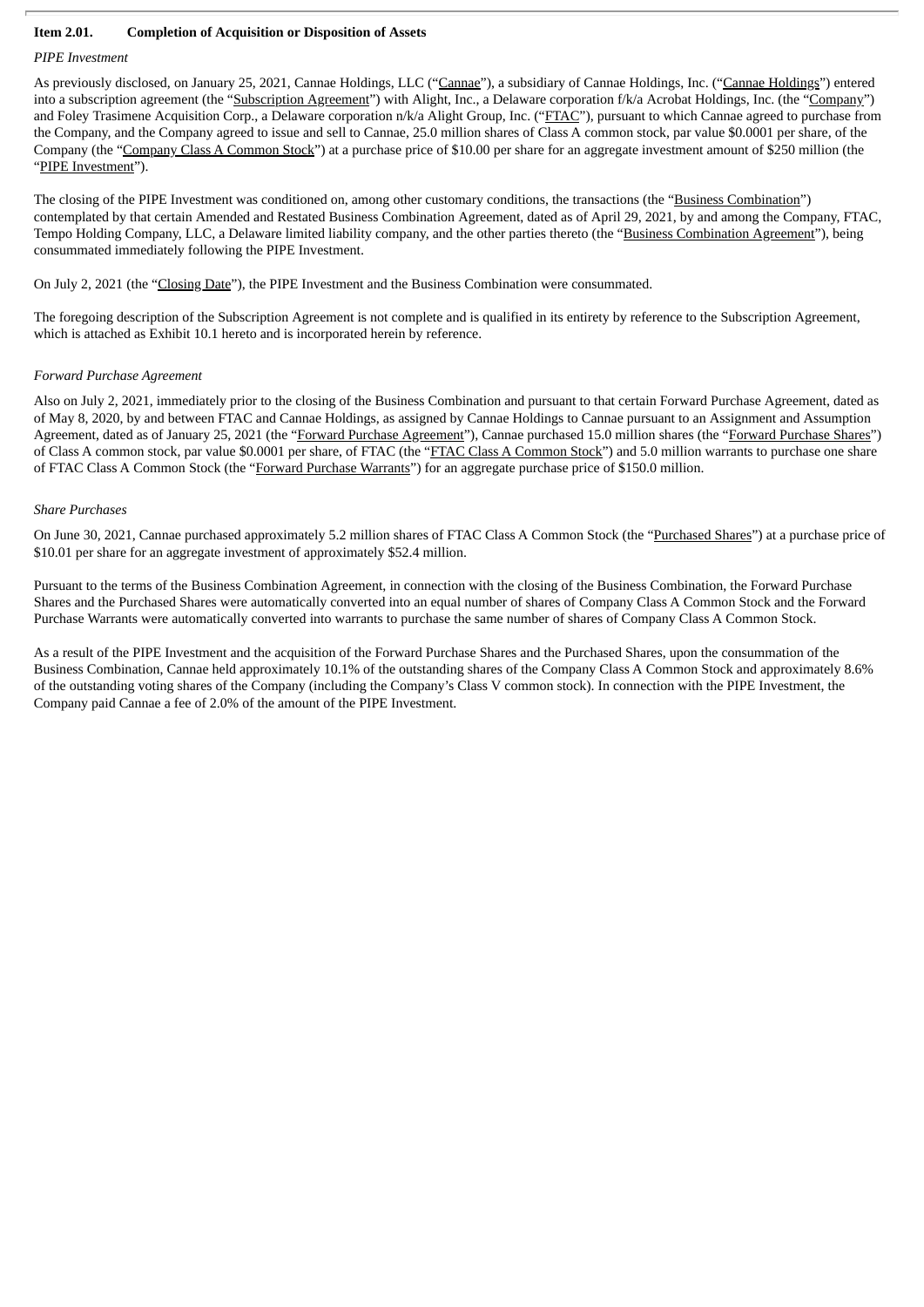**Item 2.01. Completion of Acquisition or Disposition of Assets**

*PIPE Investment*

As previously disclosed, on January 25, 2021, Cannae Holdings, LLC ("Cannae"), a subsidiary of Cannae Holdings, Inc. ("Cannae Holdings") entered into a subscription agreement (the "Subscription Agreement") with Alight, Inc., a Delaware corporation f/k/a Acrobat Holdings, Inc. (the "Company") and Foley Trasimene Acquisition Corp., a Delaware corporation n/k/a Alight Group, Inc. ("FTAC"), pursuant to which Cannae agreed to purchase from the Company, and the Company agreed to issue and sell to Cannae, 25.0 million shares of Class A common stock, par value $0.0001 per share, of the Company (the "Company Class A Common Stock") at a purchase price of $10.00 per share for an aggregate investment amount of $250 million (the "PIPE Investment").

The closing of the PIPE Investment was conditioned on, among other customary conditions, the transactions (the "Business Combination") contemplated by that certain Amended and Restated Business Combination Agreement, dated as of April 29, 2021, by and among the Company, FTAC, Tempo Holding Company, LLC, a Delaware limited liability company, and the other parties thereto (the "Business Combination Agreement"), being consummated immediately following the PIPE Investment.

On July 2, 2021 (the "Closing Date"), the PIPE Investment and the Business Combination were consummated.

The foregoing description of the Subscription Agreement is not complete and is qualified in its entirety by reference to the Subscription Agreement, which is attached as Exhibit 10.1 hereto and is incorporated herein by reference.

*Forward Purchase Agreement*

Also on July 2, 2021, immediately prior to the closing of the Business Combination and pursuant to that certain Forward Purchase Agreement, dated as of May 8, 2020, by and between FTAC and Cannae Holdings, as assigned by Cannae Holdings to Cannae pursuant to an Assignment and Assumption Agreement, dated as of January 25, 2021 (the "Forward Purchase Agreement"), Cannae purchased 15.0 million shares (the "Forward Purchase Shares") of Class A common stock, par value $0.0001 per share, of FTAC (the "FTAC Class A Common Stock") and 5.0 million warrants to purchase one share of FTAC Class A Common Stock (the "Forward Purchase Warrants") for an aggregate purchase price of $150.0 million.

*Share Purchases*

On June 30, 2021, Cannae purchased approximately 5.2 million shares of FTAC Class A Common Stock (the "Purchased Shares") at a purchase price of $10.01 per share for an aggregate investment of approximately $52.4 million.

Pursuant to the terms of the Business Combination Agreement, in connection with the closing of the Business Combination, the Forward Purchase Shares and the Purchased Shares were automatically converted into an equal number of shares of Company Class A Common Stock and the Forward Purchase Warrants were automatically converted into warrants to purchase the same number of shares of Company Class A Common Stock.

As a result of the PIPE Investment and the acquisition of the Forward Purchase Shares and the Purchased Shares, upon the consummation of the Business Combination, Cannae held approximately 10.1% of the outstanding shares of the Company Class A Common Stock and approximately 8.6% of the outstanding voting shares of the Company (including the Company's Class V common stock). In connection with the PIPE Investment, the Company paid Cannae a fee of 2.0% of the amount of the PIPE Investment.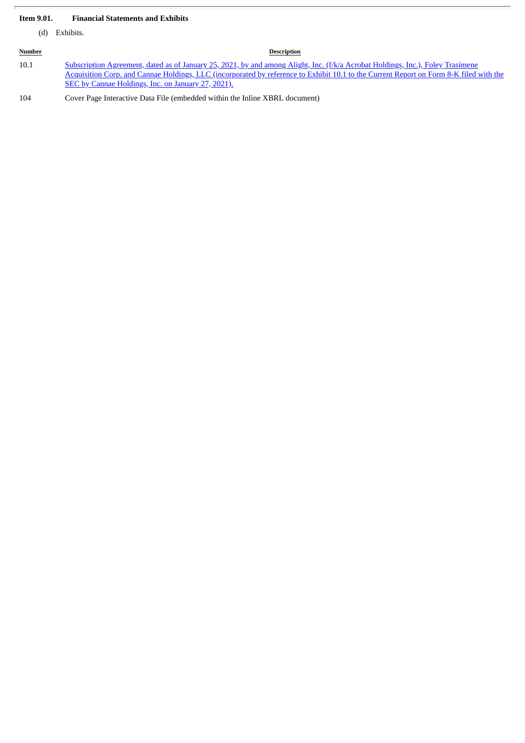**Item 9.01. Financial Statements and Exhibits**

(d) Exhibits.

| Number | Description |
|---|---|
| 10.1 | Subscription Agreement, dated as of January 25, 2021, by and among Alight, Inc. (f/k/a Acrobat Holdings, Inc.), Foley Trasimene Acquisition Corp. and Cannae Holdings, LLC (incorporated by reference to Exhibit 10.1 to the Current Report on Form 8-K filed with the SEC by Cannae Holdings, Inc. on January 27, 2021). |
| 104 | Cover Page Interactive Data File (embedded within the Inline XBRL document) |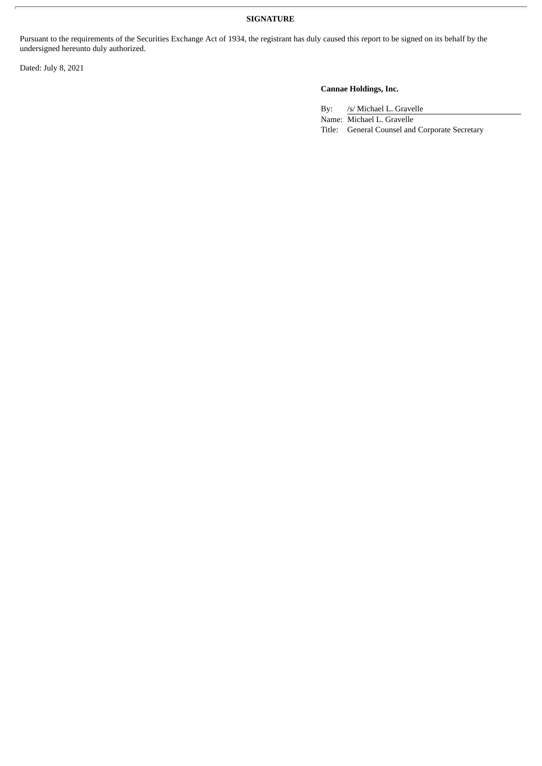**SIGNATURE**

Pursuant to the requirements of the Securities Exchange Act of 1934, the registrant has duly caused this report to be signed on its behalf by the undersigned hereunto duly authorized.

Dated: July 8, 2021

**Cannae Holdings, Inc.**

| | |
|---|---|
| By: | /s/ Michael L. Gravelle |
| Name: | Michael L. Gravelle |
| Title: | General Counsel and Corporate Secretary |